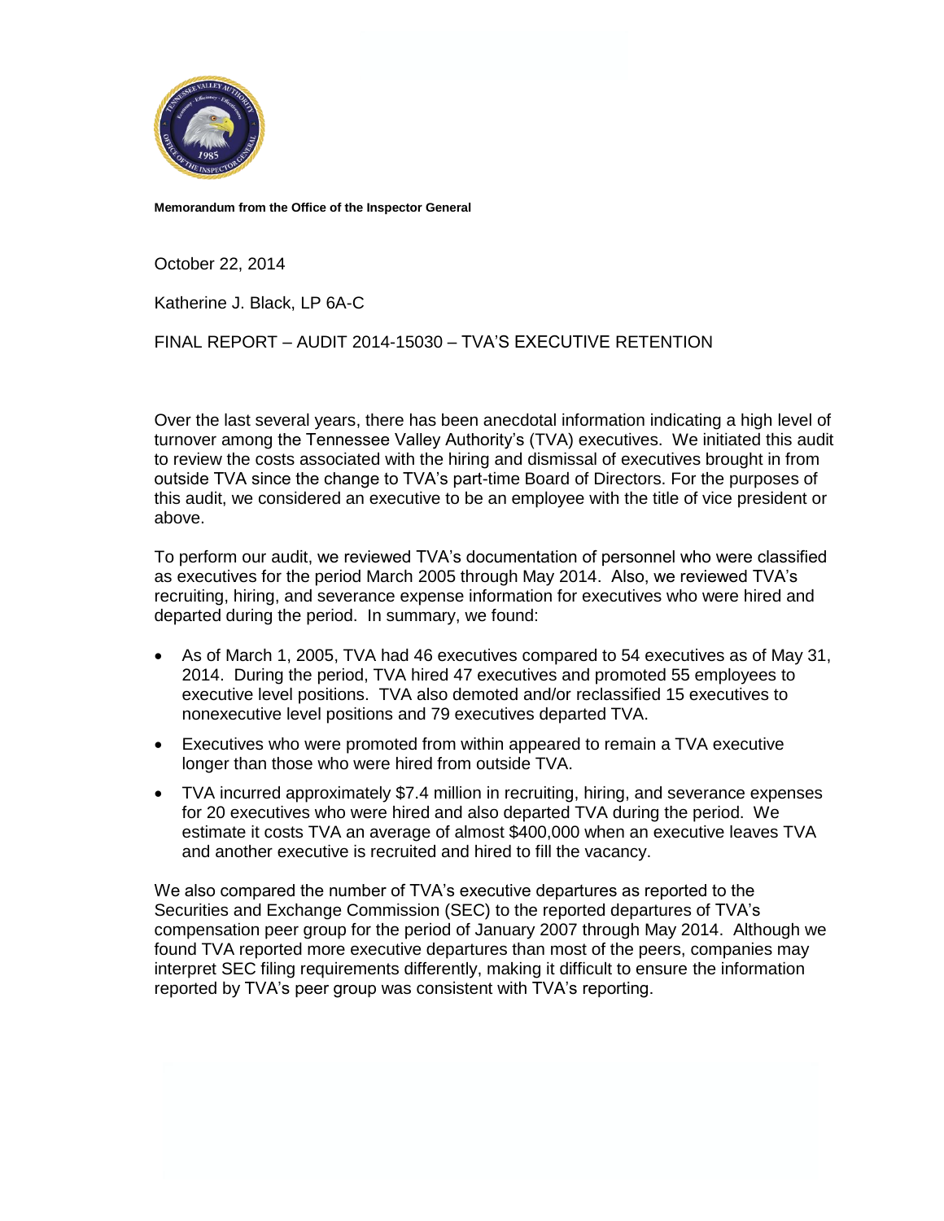**Memorandum from the Office of the Inspector General**

October 22, 2014

Katherine J. Black, LP 6A-C

FINAL REPORT – AUDIT 2014-15030 – TVA'S EXECUTIVE RETENTION

Over the last several years, there has been anecdotal information indicating a high level of turnover among the Tennessee Valley Authority's (TVA) executives. We initiated this audit to review the costs associated with the hiring and dismissal of executives brought in from outside TVA since the change to TVA's part-time Board of Directors. For the purposes of this audit, we considered an executive to be an employee with the title of vice president or above.

To perform our audit, we reviewed TVA's documentation of personnel who were classified as executives for the period March 2005 through May 2014. Also, we reviewed TVA's recruiting, hiring, and severance expense information for executives who were hired and departed during the period. In summary, we found:

- As of March 1, 2005, TVA had 46 executives compared to 54 executives as of May 31, 2014. During the period, TVA hired 47 executives and promoted 55 employees to executive level positions. TVA also demoted and/or reclassified 15 executives to nonexecutive level positions and 79 executives departed TVA.
- Executives who were promoted from within appeared to remain a TVA executive longer than those who were hired from outside TVA.
- TVA incurred approximately $7.4 million in recruiting, hiring, and severance expenses for 20 executives who were hired and also departed TVA during the period. We estimate it costs TVA an average of almost $400,000 when an executive leaves TVA and another executive is recruited and hired to fill the vacancy.

We also compared the number of TVA's executive departures as reported to the Securities and Exchange Commission (SEC) to the reported departures of TVA's compensation peer group for the period of January 2007 through May 2014. Although we found TVA reported more executive departures than most of the peers, companies may interpret SEC filing requirements differently, making it difficult to ensure the information reported by TVA's peer group was consistent with TVA's reporting.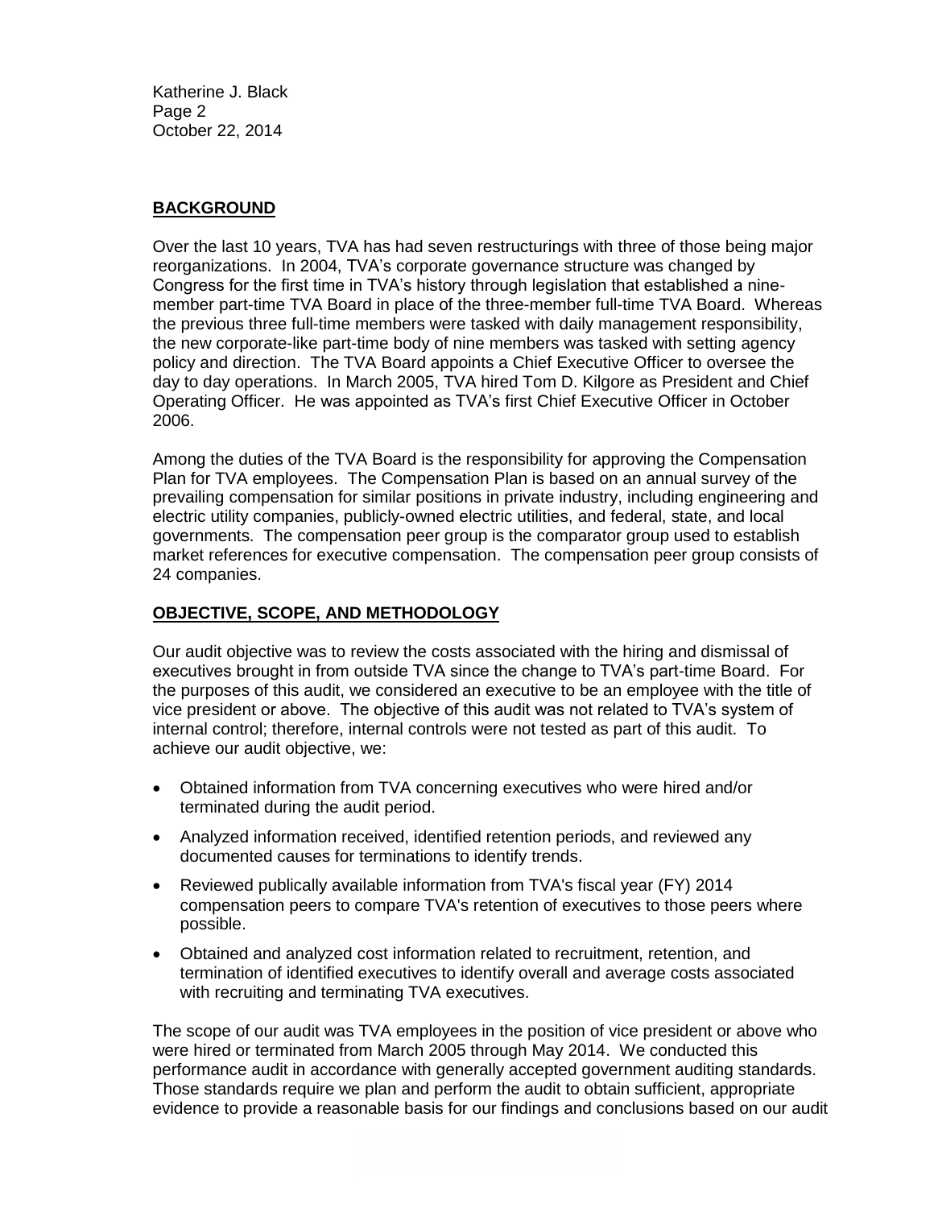## BACKGROUND

Over the last 10 years, TVA has had seven restructurings with three of those being major reorganizations. In 2004, TVA's corporate governance structure was changed by Congress for the first time in TVA's history through legislation that established a nine-member part-time TVA Board in place of the three-member full-time TVA Board. Whereas the previous three full-time members were tasked with daily management responsibility, the new corporate-like part-time body of nine members was tasked with setting agency policy and direction. The TVA Board appoints a Chief Executive Officer to oversee the day to day operations. In March 2005, TVA hired Tom D. Kilgore as President and Chief Operating Officer. He was appointed as TVA's first Chief Executive Officer in October 2006.

Among the duties of the TVA Board is the responsibility for approving the Compensation Plan for TVA employees. The Compensation Plan is based on an annual survey of the prevailing compensation for similar positions in private industry, including engineering and electric utility companies, publicly-owned electric utilities, and federal, state, and local governments. The compensation peer group is the comparator group used to establish market references for executive compensation. The compensation peer group consists of 24 companies.

## OBJECTIVE, SCOPE, AND METHODOLOGY

Our audit objective was to review the costs associated with the hiring and dismissal of executives brought in from outside TVA since the change to TVA's part-time Board. For the purposes of this audit, we considered an executive to be an employee with the title of vice president or above. The objective of this audit was not related to TVA's system of internal control; therefore, internal controls were not tested as part of this audit. To achieve our audit objective, we:

- Obtained information from TVA concerning executives who were hired and/or terminated during the audit period.
- Analyzed information received, identified retention periods, and reviewed any documented causes for terminations to identify trends.
- Reviewed publically available information from TVA's fiscal year (FY) 2014 compensation peers to compare TVA's retention of executives to those peers where possible.
- Obtained and analyzed cost information related to recruitment, retention, and termination of identified executives to identify overall and average costs associated with recruiting and terminating TVA executives.

The scope of our audit was TVA employees in the position of vice president or above who were hired or terminated from March 2005 through May 2014. We conducted this performance audit in accordance with generally accepted government auditing standards. Those standards require we plan and perform the audit to obtain sufficient, appropriate evidence to provide a reasonable basis for our findings and conclusions based on our audit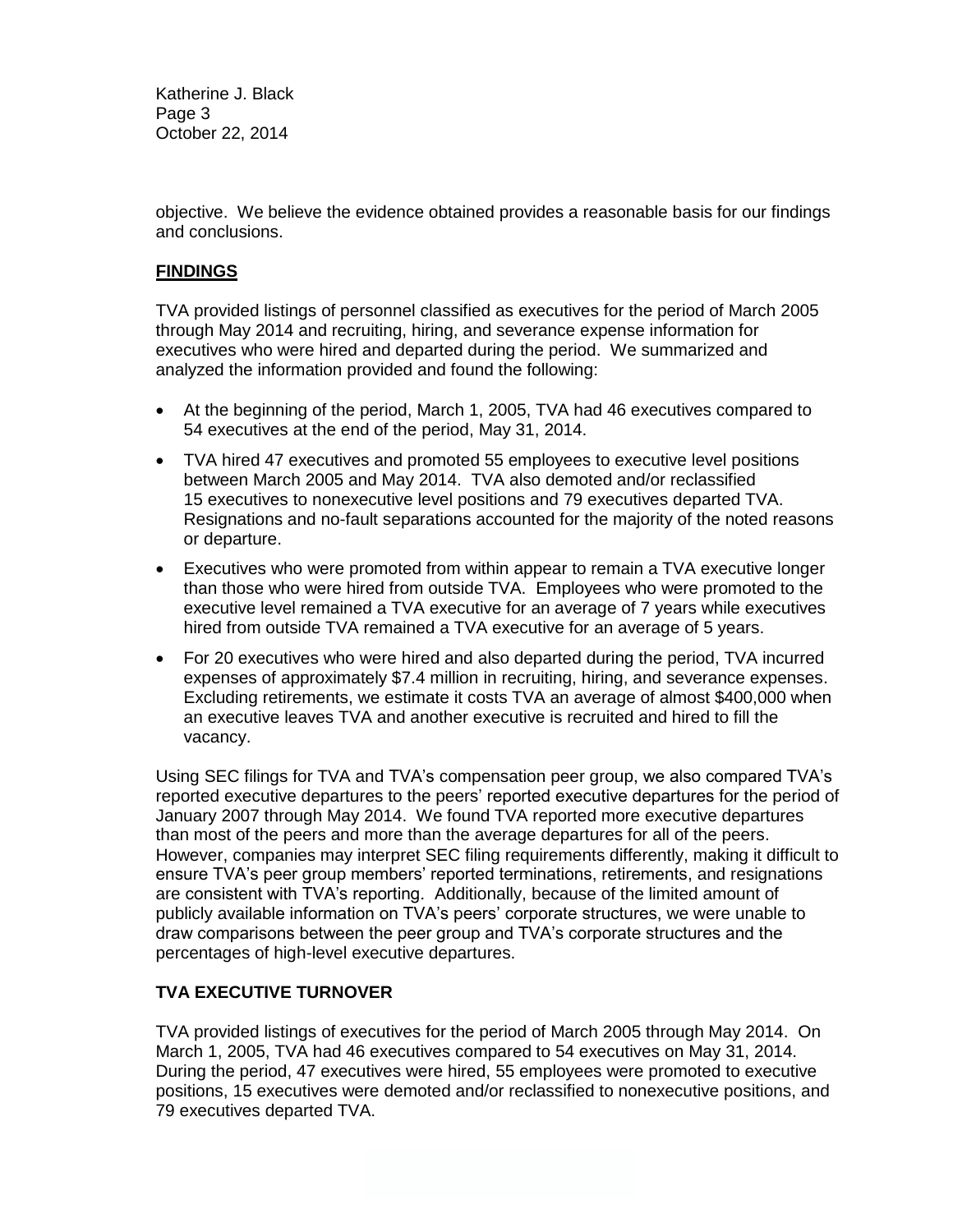objective. We believe the evidence obtained provides a reasonable basis for our findings and conclusions.

## FINDINGS

TVA provided listings of personnel classified as executives for the period of March 2005 through May 2014 and recruiting, hiring, and severance expense information for executives who were hired and departed during the period. We summarized and analyzed the information provided and found the following:

- At the beginning of the period, March 1, 2005, TVA had 46 executives compared to 54 executives at the end of the period, May 31, 2014.
- TVA hired 47 executives and promoted 55 employees to executive level positions between March 2005 and May 2014. TVA also demoted and/or reclassified 15 executives to nonexecutive level positions and 79 executives departed TVA. Resignations and no-fault separations accounted for the majority of the noted reasons or departure.
- Executives who were promoted from within appear to remain a TVA executive longer than those who were hired from outside TVA. Employees who were promoted to the executive level remained a TVA executive for an average of 7 years while executives hired from outside TVA remained a TVA executive for an average of 5 years.
- For 20 executives who were hired and also departed during the period, TVA incurred expenses of approximately $7.4 million in recruiting, hiring, and severance expenses. Excluding retirements, we estimate it costs TVA an average of almost $400,000 when an executive leaves TVA and another executive is recruited and hired to fill the vacancy.

Using SEC filings for TVA and TVA's compensation peer group, we also compared TVA's reported executive departures to the peers' reported executive departures for the period of January 2007 through May 2014. We found TVA reported more executive departures than most of the peers and more than the average departures for all of the peers. However, companies may interpret SEC filing requirements differently, making it difficult to ensure TVA's peer group members' reported terminations, retirements, and resignations are consistent with TVA's reporting. Additionally, because of the limited amount of publicly available information on TVA's peers' corporate structures, we were unable to draw comparisons between the peer group and TVA's corporate structures and the percentages of high-level executive departures.

## TVA EXECUTIVE TURNOVER

TVA provided listings of executives for the period of March 2005 through May 2014. On March 1, 2005, TVA had 46 executives compared to 54 executives on May 31, 2014. During the period, 47 executives were hired, 55 employees were promoted to executive positions, 15 executives were demoted and/or reclassified to nonexecutive positions, and 79 executives departed TVA.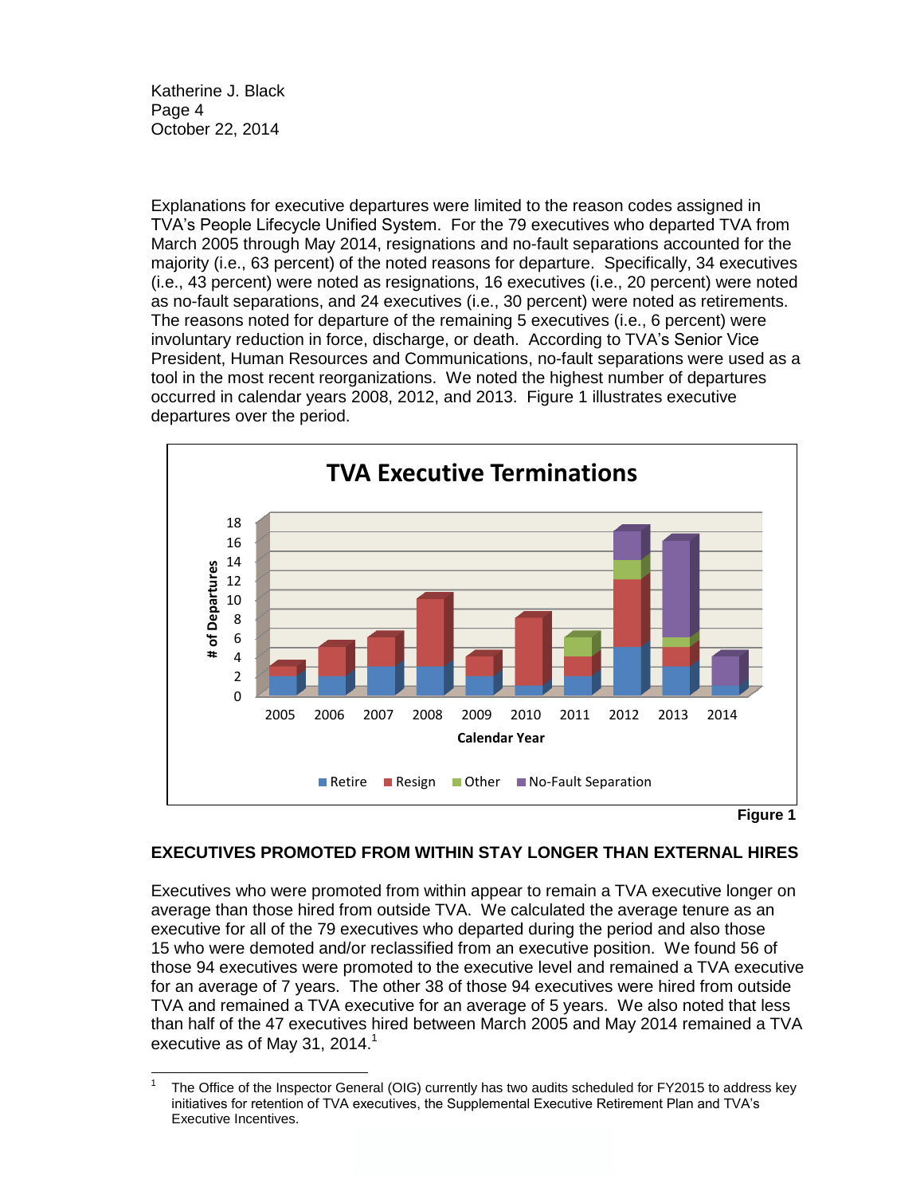Explanations for executive departures were limited to the reason codes assigned in TVA's People Lifecycle Unified System. For the 79 executives who departed TVA from March 2005 through May 2014, resignations and no-fault separations accounted for the majority (i.e., 63 percent) of the noted reasons for departure. Specifically, 34 executives (i.e., 43 percent) were noted as resignations, 16 executives (i.e., 20 percent) were noted as no-fault separations, and 24 executives (i.e., 30 percent) were noted as retirements. The reasons noted for departure of the remaining 5 executives (i.e., 6 percent) were involuntary reduction in force, discharge, or death. According to TVA's Senior Vice President, Human Resources and Communications, no-fault separations were used as a tool in the most recent reorganizations. We noted the highest number of departures occurred in calendar years 2008, 2012, and 2013. Figure 1 illustrates executive departures over the period.

**TVA Executive Terminations**

| Calendar Year | Retire | Resign | Other | No-Fault Separation |
|---|---|---|---|---|
| 2005 | 2 | 1 | | |
| 2006 | 2 | 3 | | |
| 2007 | 3 | 3 | | |
| 2008 | 3 | 7 | | |
| 2009 | 2 | 2 | | |
| 2010 | 1 | 7 | | |
| 2011 | 2 | 2 | 2 | |
| 2012 | 5 | 7 | 2 | 3 |
| 2013 | 3 | 2 | 1 | 10 |
| 2014 | 1 | | | 3 |

Figure 1

## EXECUTIVES PROMOTED FROM WITHIN STAY LONGER THAN EXTERNAL HIRES

Executives who were promoted from within appear to remain a TVA executive longer on average than those hired from outside TVA. We calculated the average tenure as an executive for all of the 79 executives who departed during the period and also those 15 who were demoted and/or reclassified from an executive position. We found 56 of those 94 executives were promoted to the executive level and remained a TVA executive for an average of 7 years. The other 38 of those 94 executives were hired from outside TVA and remained a TVA executive for an average of 5 years. We also noted that less than half of the 47 executives hired between March 2005 and May 2014 remained a TVA executive as of May 31, 2014.[1]

[1] The Office of the Inspector General (OIG) currently has two audits scheduled for FY2015 to address key initiatives for retention of TVA executives, the Supplemental Executive Retirement Plan and TVA's Executive Incentives.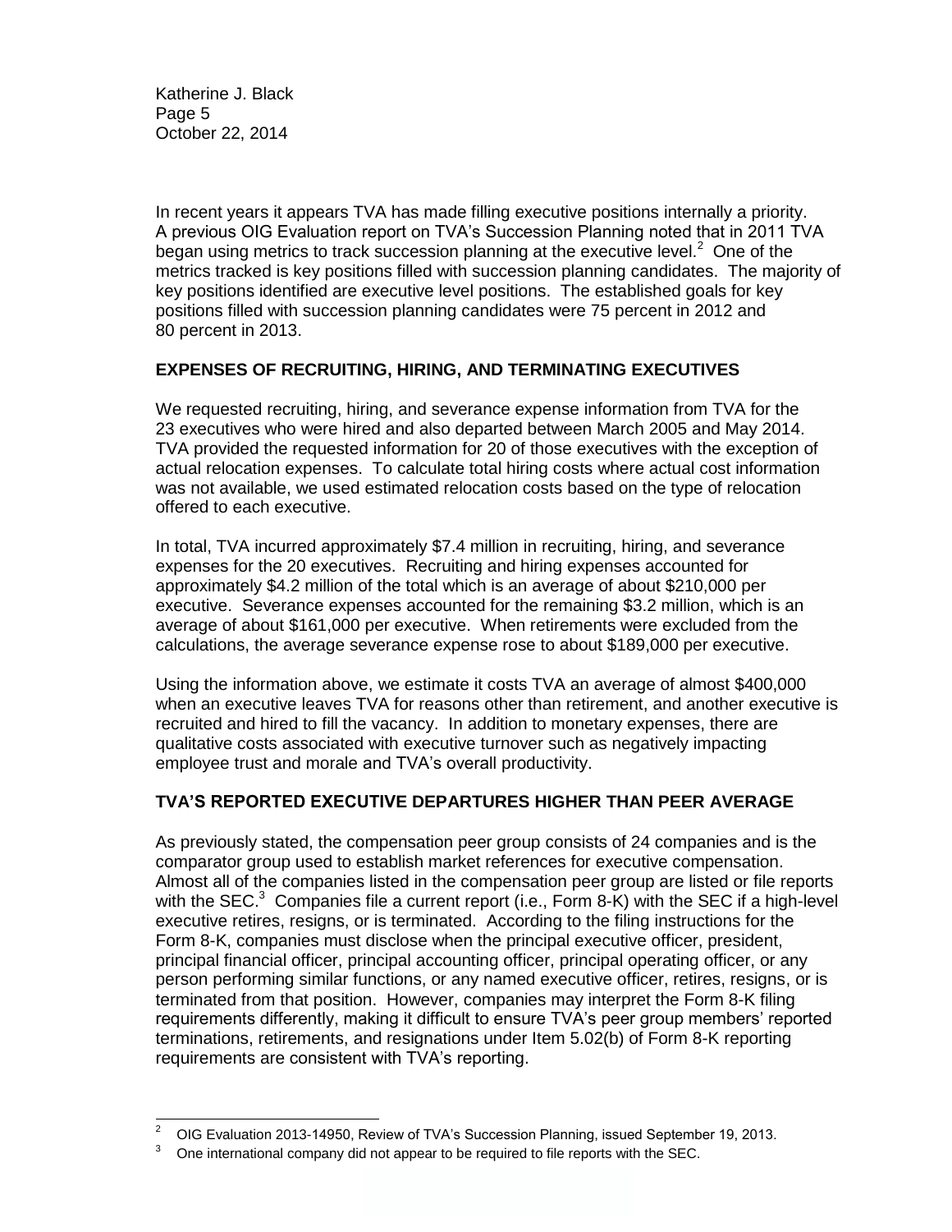In recent years it appears TVA has made filling executive positions internally a priority. A previous OIG Evaluation report on TVA's Succession Planning noted that in 2011 TVA began using metrics to track succession planning at the executive level.[2] One of the metrics tracked is key positions filled with succession planning candidates. The majority of key positions identified are executive level positions. The established goals for key positions filled with succession planning candidates were 75 percent in 2012 and 80 percent in 2013.

## EXPENSES OF RECRUITING, HIRING, AND TERMINATING EXECUTIVES

We requested recruiting, hiring, and severance expense information from TVA for the 23 executives who were hired and also departed between March 2005 and May 2014. TVA provided the requested information for 20 of those executives with the exception of actual relocation expenses. To calculate total hiring costs where actual cost information was not available, we used estimated relocation costs based on the type of relocation offered to each executive.

In total, TVA incurred approximately $7.4 million in recruiting, hiring, and severance expenses for the 20 executives. Recruiting and hiring expenses accounted for approximately $4.2 million of the total which is an average of about $210,000 per executive. Severance expenses accounted for the remaining $3.2 million, which is an average of about $161,000 per executive. When retirements were excluded from the calculations, the average severance expense rose to about $189,000 per executive.

Using the information above, we estimate it costs TVA an average of almost $400,000 when an executive leaves TVA for reasons other than retirement, and another executive is recruited and hired to fill the vacancy. In addition to monetary expenses, there are qualitative costs associated with executive turnover such as negatively impacting employee trust and morale and TVA's overall productivity.

## TVA'S REPORTED EXECUTIVE DEPARTURES HIGHER THAN PEER AVERAGE

As previously stated, the compensation peer group consists of 24 companies and is the comparator group used to establish market references for executive compensation. Almost all of the companies listed in the compensation peer group are listed or file reports with the SEC.[3] Companies file a current report (i.e., Form 8-K) with the SEC if a high-level executive retires, resigns, or is terminated. According to the filing instructions for the Form 8-K, companies must disclose when the principal executive officer, president, principal financial officer, principal accounting officer, principal operating officer, or any person performing similar functions, or any named executive officer, retires, resigns, or is terminated from that position. However, companies may interpret the Form 8-K filing requirements differently, making it difficult to ensure TVA's peer group members' reported terminations, retirements, and resignations under Item 5.02(b) of Form 8-K reporting requirements are consistent with TVA's reporting.

---

[2] OIG Evaluation 2013-14950, Review of TVA's Succession Planning, issued September 19, 2013.

[3] One international company did not appear to be required to file reports with the SEC.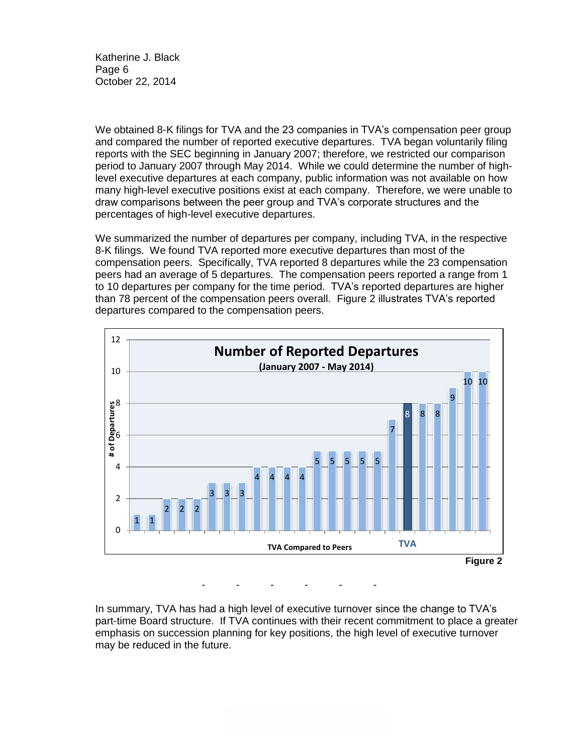We obtained 8-K filings for TVA and the 23 companies in TVA's compensation peer group and compared the number of reported executive departures. TVA began voluntarily filing reports with the SEC beginning in January 2007; therefore, we restricted our comparison period to January 2007 through May 2014. While we could determine the number of high-level executive departures at each company, public information was not available on how many high-level executive positions exist at each company. Therefore, we were unable to draw comparisons between the peer group and TVA's corporate structures and the percentages of high-level executive departures.

We summarized the number of departures per company, including TVA, in the respective 8-K filings. We found TVA reported more executive departures than most of the compensation peers. Specifically, TVA reported 8 departures while the 23 compensation peers had an average of 5 departures. The compensation peers reported a range from 1 to 10 departures per company for the time period. TVA's reported departures are higher than 78 percent of the compensation peers overall. Figure 2 illustrates TVA's reported departures compared to the compensation peers.

**Number of Reported Departures**

**(January 2007 - May 2014)**

| TVA Compared to Peers | # of Departures |
|---|---|
| Peer | 1 |
| Peer | 1 |
| Peer | 2 |
| Peer | 2 |
| Peer | 2 |
| Peer | 3 |
| Peer | 3 |
| Peer | 3 |
| Peer | 4 |
| Peer | 4 |
| Peer | 4 |
| Peer | 4 |
| Peer | 5 |
| Peer | 5 |
| Peer | 5 |
| Peer | 5 |
| Peer | 5 |
| Peer | 7 |
| TVA | 8 |
| Peer | 8 |
| Peer | 8 |
| Peer | 9 |
| Peer | 10 |
| Peer | 10 |

**Figure 2**

\- - - - - -

In summary, TVA has had a high level of executive turnover since the change to TVA's part-time Board structure. If TVA continues with their recent commitment to place a greater emphasis on succession planning for key positions, the high level of executive turnover may be reduced in the future.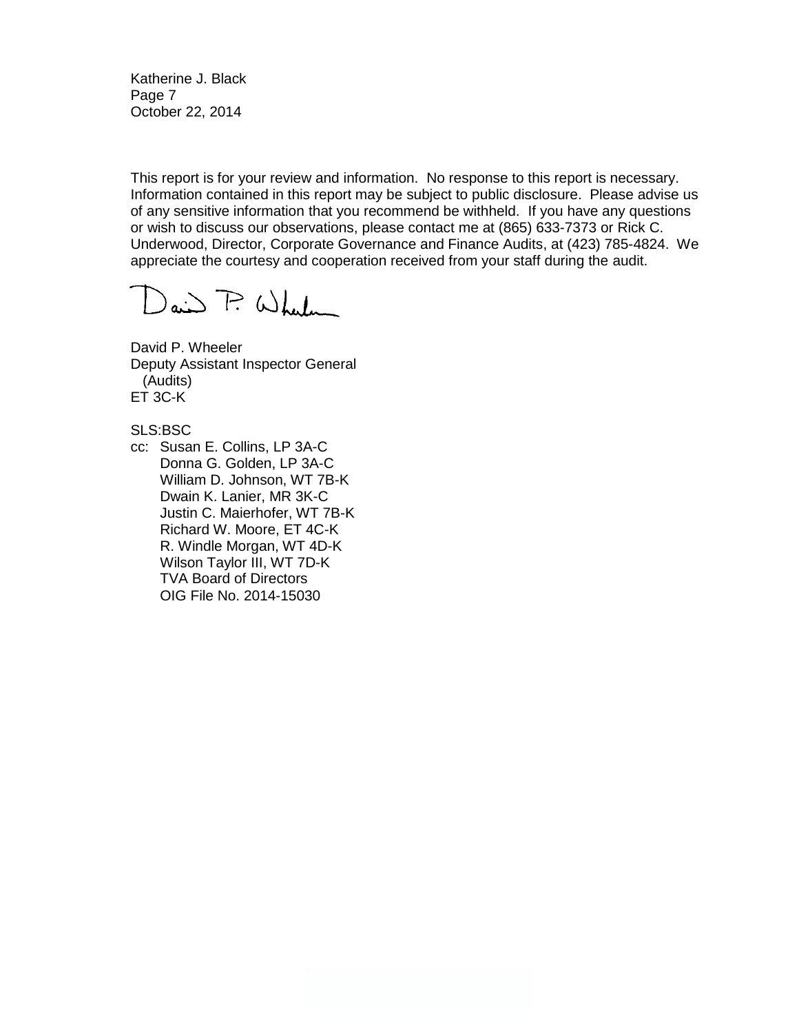Katherine J. Black
October 22, 2014

This report is for your review and information. No response to this report is necessary. Information contained in this report may be subject to public disclosure. Please advise us of any sensitive information that you recommend be withheld. If you have any questions or wish to discuss our observations, please contact me at (865) 633-7373 or Rick C. Underwood, Director, Corporate Governance and Finance Audits, at (423) 785-4824. We appreciate the courtesy and cooperation received from your staff during the audit.

David P. Wheeler

David P. Wheeler
Deputy Assistant Inspector General
(Audits)
ET 3C-K

SLS:BSC
cc: Susan E. Collins, LP 3A-C
Donna G. Golden, LP 3A-C
William D. Johnson, WT 7B-K
Dwain K. Lanier, MR 3K-C
Justin C. Maierhofer, WT 7B-K
Richard W. Moore, ET 4C-K
R. Windle Morgan, WT 4D-K
Wilson Taylor III, WT 7D-K
TVA Board of Directors
OIG File No. 2014-15030